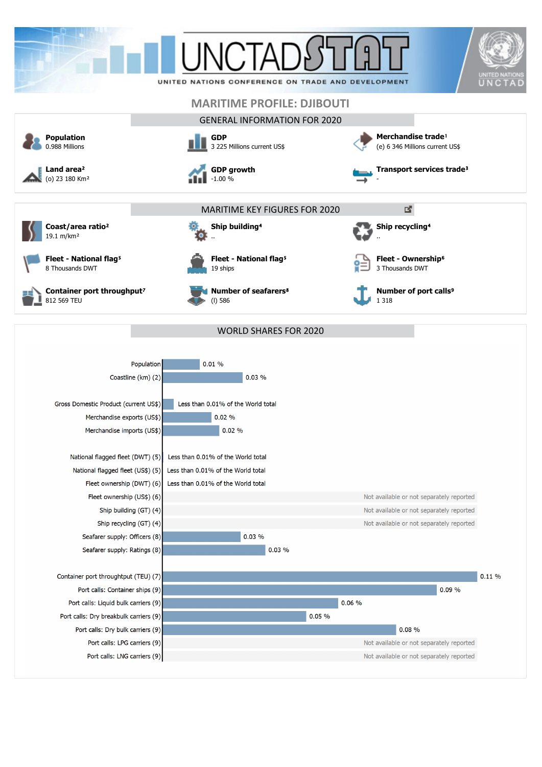UNCTADSTAT

UNITED NATIONS CONFERENCE ON TRADE AND DEVELOPMENT

UNITED NATIONS UNCTAD

# MARITIME PROFILE: DJIBOUTI

## GENERAL INFORMATION FOR 2020

**Population**
0.988 Millions

**GDP**
3 225 Millions current US$

**Merchandise trade**[1]
(e) 6 346 Millions current US$

**Land area**[2]
(o) 23 180 Km²

**GDP growth**
-1.00 %

**Transport services trade**[3]
-

## MARITIME KEY FIGURES FOR 2020

**Coast/area ratio**[2]
19.1 m/km²

**Ship building**[4]
..

**Ship recycling**[4]
..

**Fleet - National flag**[5]
8 Thousands DWT

**Fleet - National flag**[5]
19 ships

**Fleet - Ownership**[6]
3 Thousands DWT

**Container port throughput**[7]
812 569 TEU

**Number of seafarers**[8]
(l) 586

**Number of port calls**[9]
1 318

## WORLD SHARES FOR 2020

| Indicator | World share |
|---|---|
| Population | 0.01 % |
| Coastline (km) (2) | 0.03 % |
| Gross Domestic Product (current US$) | Less than 0.01% of the World total |
| Merchandise exports (US$) | 0.02 % |
| Merchandise imports (US$) | 0.02 % |
| National flagged fleet (DWT) (5) | Less than 0.01% of the World total |
| National flagged fleet (US$) (5) | Less than 0.01% of the World total |
| Fleet ownership (DWT) (6) | Less than 0.01% of the World total |
| Fleet ownership (US$) (6) | Not available or not separately reported |
| Ship building (GT) (4) | Not available or not separately reported |
| Ship recycling (GT) (4) | Not available or not separately reported |
| Seafarer supply: Officers (8) | 0.03 % |
| Seafarer supply: Ratings (8) | 0.03 % |
| Container port throughtput (TEU) (7) | 0.11 % |
| Port calls: Container ships (9) | 0.09 % |
| Port calls: Liquid bulk carriers (9) | 0.06 % |
| Port calls: Dry breakbulk carriers (9) | 0.05 % |
| Port calls: Dry bulk carriers (9) | 0.08 % |
| Port calls: LPG carriers (9) | Not available or not separately reported |
| Port calls: LNG carriers (9) | Not available or not separately reported |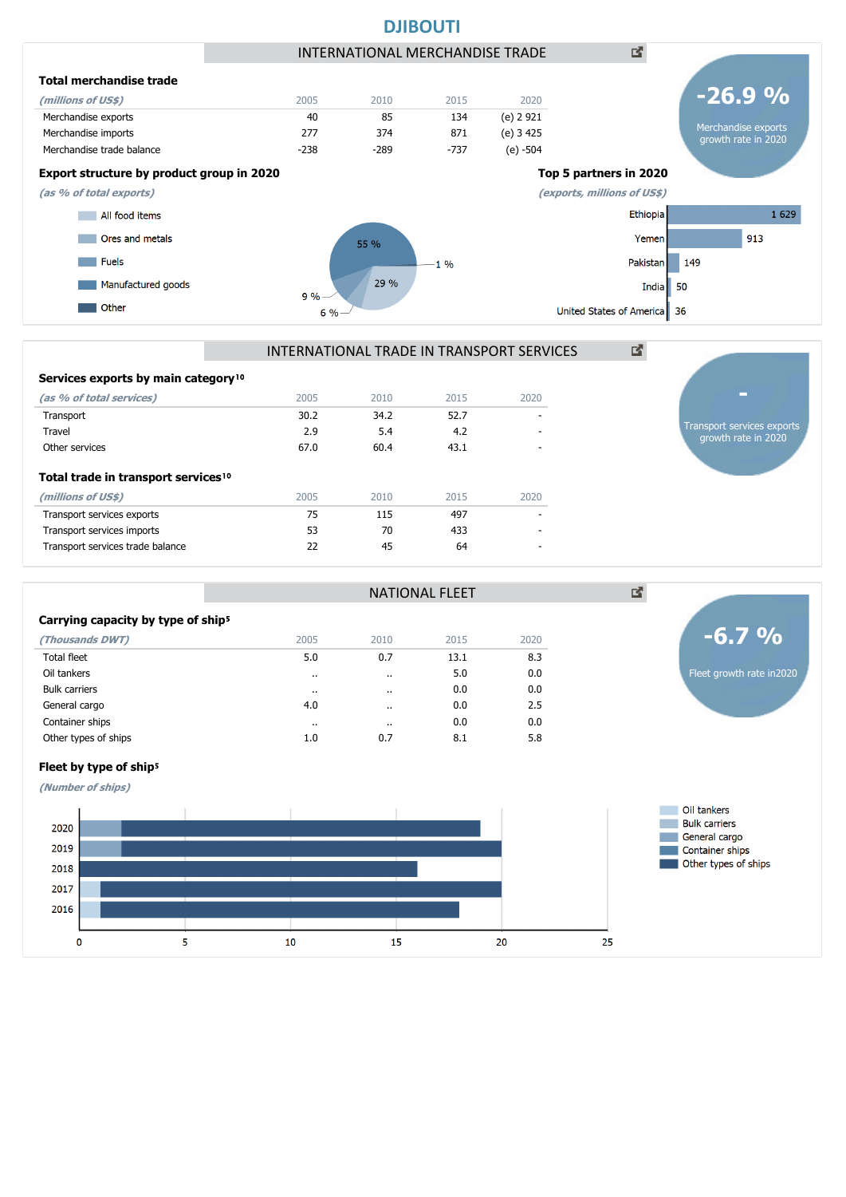# DJIBOUTI

## INTERNATIONAL MERCHANDISE TRADE

### Total merchandise trade

| *(millions of US$)* | 2005 | 2010 | 2015 | 2020 |
|---|---|---|---|---|
| Merchandise exports | 40 | 85 | 134 | (e) 2 921 |
| Merchandise imports | 277 | 374 | 871 | (e) 3 425 |
| Merchandise trade balance | -238 | -289 | -737 | (e) -504 |

**-26.9 %** Merchandise exports growth rate in 2020

### Export structure by product group in 2020

*(as % of total exports)*

- All food items
- Ores and metals
- Fuels
- Manufactured goods
- Other

55 %, 29 %, 1 %, 9 %, 6 %

### Top 5 partners in 2020

*(exports, millions of US$)*

| Partner | Exports |
|---|---|
| Ethiopia | 1 629 |
| Yemen | 913 |
| Pakistan | 149 |
| India | 50 |
| United States of America | 36 |

## INTERNATIONAL TRADE IN TRANSPORT SERVICES

### Services exports by main category[10]

| *(as % of total services)* | 2005 | 2010 | 2015 | 2020 |
|---|---|---|---|---|
| Transport | 30.2 | 34.2 | 52.7 | - |
| Travel | 2.9 | 5.4 | 4.2 | - |
| Other services | 67.0 | 60.4 | 43.1 | - |

**-** Transport services exports growth rate in 2020

### Total trade in transport services[10]

| *(millions of US$)* | 2005 | 2010 | 2015 | 2020 |
|---|---|---|---|---|
| Transport services exports | 75 | 115 | 497 | - |
| Transport services imports | 53 | 70 | 433 | - |
| Transport services trade balance | 22 | 45 | 64 | - |

## NATIONAL FLEET

### Carrying capacity by type of ship[5]

| *(Thousands DWT)* | 2005 | 2010 | 2015 | 2020 |
|---|---|---|---|---|
| Total fleet | 5.0 | 0.7 | 13.1 | 8.3 |
| Oil tankers | .. | .. | 5.0 | 0.0 |
| Bulk carriers | .. | .. | 0.0 | 0.0 |
| General cargo | 4.0 | .. | 0.0 | 2.5 |
| Container ships | .. | .. | 0.0 | 0.0 |
| Other types of ships | 1.0 | 0.7 | 8.1 | 5.8 |

**-6.7 %** Fleet growth rate in2020

### Fleet by type of ship[5]

*(Number of ships)*

Legend: Oil tankers, Bulk carriers, General cargo, Container ships, Other types of ships

Years: 2020, 2019, 2018, 2017, 2016

Axis: 0, 5, 10, 15, 20, 25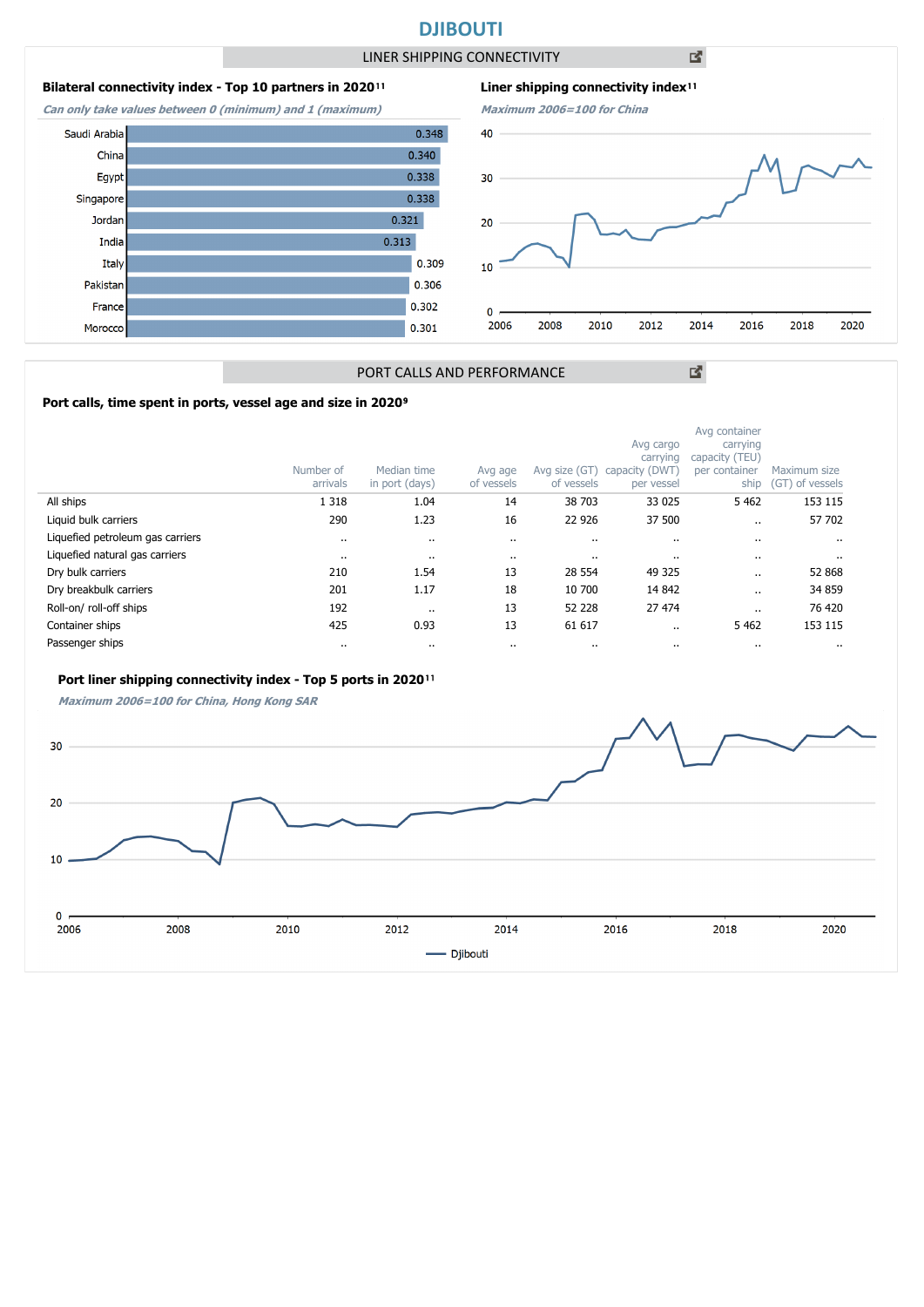# DJIBOUTI

## LINER SHIPPING CONNECTIVITY

### Bilateral connectivity index - Top 10 partners in 2020[11]

*Can only take values between 0 (minimum) and 1 (maximum)*

| Partner | Index |
|---|---|
| Saudi Arabia | 0.348 |
| China | 0.340 |
| Egypt | 0.338 |
| Singapore | 0.338 |
| Jordan | 0.321 |
| India | 0.313 |
| Italy | 0.309 |
| Pakistan | 0.306 |
| France | 0.302 |
| Morocco | 0.301 |

### Liner shipping connectivity index[11]

*Maximum 2006=100 for China*

## PORT CALLS AND PERFORMANCE

### Port calls, time spent in ports, vessel age and size in 2020[9]

| | Number of arrivals | Median time in port (days) | Avg age of vessels | Avg size (GT) of vessels | Avg cargo carrying capacity (DWT) per vessel | Avg container carrying capacity (TEU) per container ship | Maximum size (GT) of vessels |
|---|---|---|---|---|---|---|---|
| All ships | 1 318 | 1.04 | 14 | 38 703 | 33 025 | 5 462 | 153 115 |
| Liquid bulk carriers | 290 | 1.23 | 16 | 22 926 | 37 500 | .. | 57 702 |
| Liquefied petroleum gas carriers | .. | .. | .. | .. | .. | .. | .. |
| Liquefied natural gas carriers | .. | .. | .. | .. | .. | .. | .. |
| Dry bulk carriers | 210 | 1.54 | 13 | 28 554 | 49 325 | .. | 52 868 |
| Dry breakbulk carriers | 201 | 1.17 | 18 | 10 700 | 14 842 | .. | 34 859 |
| Roll-on/ roll-off ships | 192 | .. | 13 | 52 228 | 27 474 | .. | 76 420 |
| Container ships | 425 | 0.93 | 13 | 61 617 | .. | 5 462 | 153 115 |
| Passenger ships | .. | .. | .. | .. | .. | .. | .. |

### Port liner shipping connectivity index - Top 5 ports in 2020[11]

*Maximum 2006=100 for China, Hong Kong SAR*

Djibouti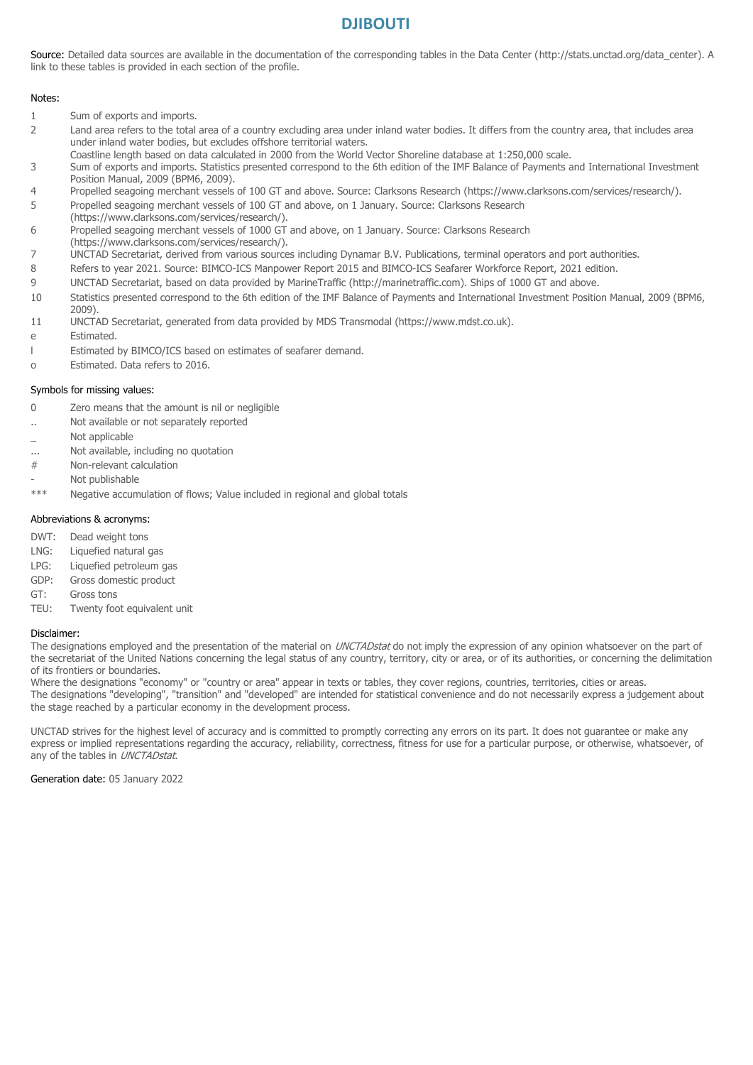# DJIBOUTI

Source: Detailed data sources are available in the documentation of the corresponding tables in the Data Center (http://stats.unctad.org/data_center). A link to these tables is provided in each section of the profile.

Notes:

| | |
|---|---|
| 1 | Sum of exports and imports. |
| 2 | Land area refers to the total area of a country excluding area under inland water bodies. It differs from the country area, that includes area under inland water bodies, but excludes offshore territorial waters. Coastline length based on data calculated in 2000 from the World Vector Shoreline database at 1:250,000 scale. |
| 3 | Sum of exports and imports. Statistics presented correspond to the 6th edition of the IMF Balance of Payments and International Investment Position Manual, 2009 (BPM6, 2009). |
| 4 | Propelled seagoing merchant vessels of 100 GT and above. Source: Clarksons Research (https://www.clarksons.com/services/research/). |
| 5 | Propelled seagoing merchant vessels of 100 GT and above, on 1 January. Source: Clarksons Research (https://www.clarksons.com/services/research/). |
| 6 | Propelled seagoing merchant vessels of 1000 GT and above, on 1 January. Source: Clarksons Research (https://www.clarksons.com/services/research/). |
| 7 | UNCTAD Secretariat, derived from various sources including Dynamar B.V. Publications, terminal operators and port authorities. |
| 8 | Refers to year 2021. Source: BIMCO-ICS Manpower Report 2015 and BIMCO-ICS Seafarer Workforce Report, 2021 edition. |
| 9 | UNCTAD Secretariat, based on data provided by MarineTraffic (http://marinetraffic.com). Ships of 1000 GT and above. |
| 10 | Statistics presented correspond to the 6th edition of the IMF Balance of Payments and International Investment Position Manual, 2009 (BPM6, 2009). |
| 11 | UNCTAD Secretariat, generated from data provided by MDS Transmodal (https://www.mdst.co.uk). |
| e | Estimated. |
| l | Estimated by BIMCO/ICS based on estimates of seafarer demand. |
| o | Estimated. Data refers to 2016. |

Symbols for missing values:

| | |
|---|---|
| 0 | Zero means that the amount is nil or negligible |
| .. | Not available or not separately reported |
| _ | Not applicable |
| ... | Not available, including no quotation |
| # | Non-relevant calculation |
| - | Not publishable |
| *** | Negative accumulation of flows; Value included in regional and global totals |

Abbreviations & acronyms:

| | |
|---|---|
| DWT: | Dead weight tons |
| LNG: | Liquefied natural gas |
| LPG: | Liquefied petroleum gas |
| GDP: | Gross domestic product |
| GT: | Gross tons |
| TEU: | Twenty foot equivalent unit |

Disclaimer:
The designations employed and the presentation of the material on *UNCTADstat* do not imply the expression of any opinion whatsoever on the part of the secretariat of the United Nations concerning the legal status of any country, territory, city or area, or of its authorities, or concerning the delimitation of its frontiers or boundaries.
Where the designations "economy" or "country or area" appear in texts or tables, they cover regions, countries, territories, cities or areas.
The designations "developing", "transition" and "developed" are intended for statistical convenience and do not necessarily express a judgement about the stage reached by a particular economy in the development process.

UNCTAD strives for the highest level of accuracy and is committed to promptly correcting any errors on its part. It does not guarantee or make any express or implied representations regarding the accuracy, reliability, correctness, fitness for use for a particular purpose, or otherwise, whatsoever, of any of the tables in *UNCTADstat*.

Generation date: 05 January 2022